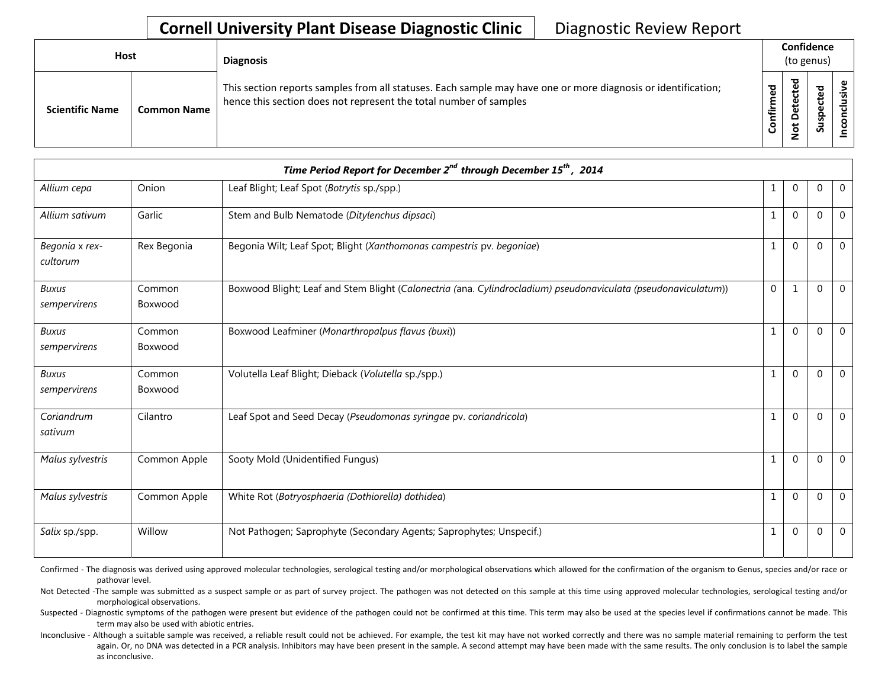# Cornell University Plant Disease Diagnostic Clinic

## Diagnostic Review Report

| Host | | Diagnosis | Confidence (to genus) | | | |
|---|---|---|---|---|---|---|
| Scientific Name | Common Name | This section reports samples from all statuses. Each sample may have one or more diagnosis or identification; hence this section does not represent the total number of samples | Confirmed | Not Detected | Suspected | Inconclusive |
| ***Time Period Report for December 2nd through December 15th, 2014*** | | | | | | |
| *Allium cepa* | Onion | Leaf Blight; Leaf Spot (*Botrytis* sp./spp.) | 1 | 0 | 0 | 0 |
| *Allium sativum* | Garlic | Stem and Bulb Nematode (*Ditylenchus dipsaci*) | 1 | 0 | 0 | 0 |
| *Begonia* x *rex-cultorum* | Rex Begonia | Begonia Wilt; Leaf Spot; Blight (*Xanthomonas campestris* pv. *begoniae*) | 1 | 0 | 0 | 0 |
| *Buxus sempervirens* | Common Boxwood | Boxwood Blight; Leaf and Stem Blight (*Calonectria (*ana. *Cylindrocladium) pseudonaviculata (pseudonaviculatum)*) | 0 | 1 | 0 | 0 |
| *Buxus sempervirens* | Common Boxwood | Boxwood Leafminer (*Monarthropalpus flavus (buxi)*) | 1 | 0 | 0 | 0 |
| *Buxus sempervirens* | Common Boxwood | Volutella Leaf Blight; Dieback (*Volutella* sp./spp.) | 1 | 0 | 0 | 0 |
| *Coriandrum sativum* | Cilantro | Leaf Spot and Seed Decay (*Pseudomonas syringae* pv. *coriandricola*) | 1 | 0 | 0 | 0 |
| *Malus sylvestris* | Common Apple | Sooty Mold (Unidentified Fungus) | 1 | 0 | 0 | 0 |
| *Malus sylvestris* | Common Apple | White Rot (*Botryosphaeria (Dothiorella) dothidea*) | 1 | 0 | 0 | 0 |
| *Salix* sp./spp. | Willow | Not Pathogen; Saprophyte (Secondary Agents; Saprophytes; Unspecif.) | 1 | 0 | 0 | 0 |

Confirmed - The diagnosis was derived using approved molecular technologies, serological testing and/or morphological observations which allowed for the confirmation of the organism to Genus, species and/or race or pathovar level.

Not Detected -The sample was submitted as a suspect sample or as part of survey project. The pathogen was not detected on this sample at this time using approved molecular technologies, serological testing and/or morphological observations.

Suspected - Diagnostic symptoms of the pathogen were present but evidence of the pathogen could not be confirmed at this time. This term may also be used at the species level if confirmations cannot be made. This term may also be used with abiotic entries.

Inconclusive - Although a suitable sample was received, a reliable result could not be achieved. For example, the test kit may have not worked correctly and there was no sample material remaining to perform the test again. Or, no DNA was detected in a PCR analysis. Inhibitors may have been present in the sample. A second attempt may have been made with the same results. The only conclusion is to label the sample as inconclusive.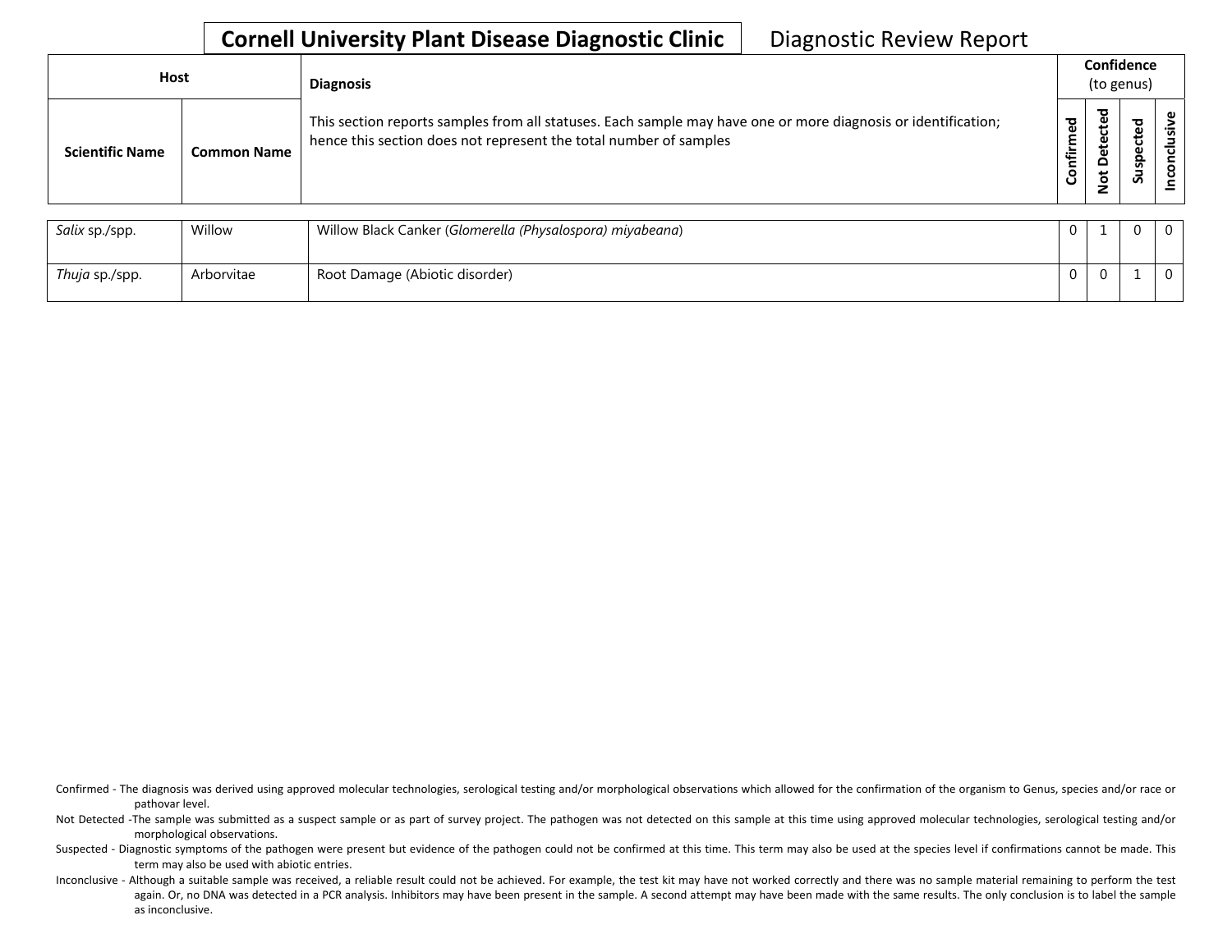**Cornell University Plant Disease Diagnostic Clinic** Diagnostic Review Report

| Host | | Diagnosis | Confidence (to genus) | | | |
|---|---|---|---|---|---|---|
| **Scientific Name** | **Common Name** | This section reports samples from all statuses. Each sample may have one or more diagnosis or identification; hence this section does not represent the total number of samples | **Confirmed** | **Not Detected** | **Suspected** | **Inconclusive** |
| *Salix* sp./spp. | Willow | Willow Black Canker (*Glomerella (Physalospora) miyabeana*) | 0 | 1 | 0 | 0 |
| *Thuja* sp./spp. | Arborvitae | Root Damage (Abiotic disorder) | 0 | 0 | 1 | 0 |

Confirmed - The diagnosis was derived using approved molecular technologies, serological testing and/or morphological observations which allowed for the confirmation of the organism to Genus, species and/or race or pathovar level.

Not Detected -The sample was submitted as a suspect sample or as part of survey project. The pathogen was not detected on this sample at this time using approved molecular technologies, serological testing and/or morphological observations.

Suspected - Diagnostic symptoms of the pathogen were present but evidence of the pathogen could not be confirmed at this time. This term may also be used at the species level if confirmations cannot be made. This term may also be used with abiotic entries.

Inconclusive - Although a suitable sample was received, a reliable result could not be achieved. For example, the test kit may have not worked correctly and there was no sample material remaining to perform the test again. Or, no DNA was detected in a PCR analysis. Inhibitors may have been present in the sample. A second attempt may have been made with the same results. The only conclusion is to label the sample as inconclusive.